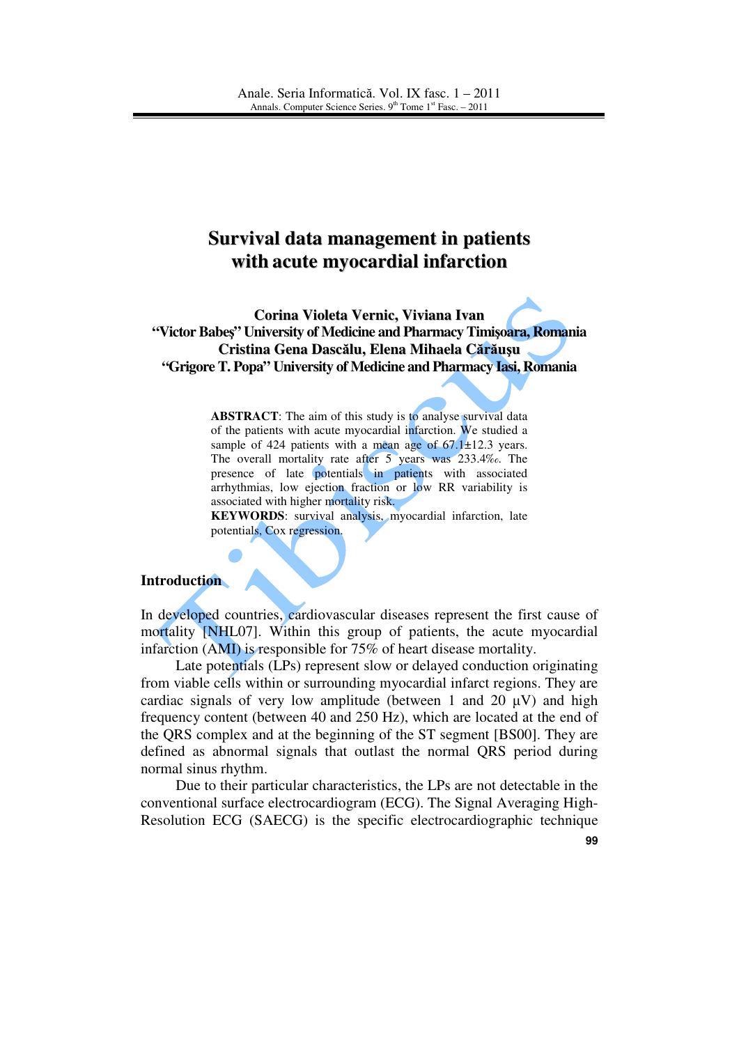# Survival data management in patients with acute myocardial infarction

**Corina Violeta Vernic, Viviana Ivan**
**"Victor Babeş" University of Medicine and Pharmacy Timişoara, Romania**
**Cristina Gena Dascălu, Elena Mihaela Cărăuşu**
**"Grigore T. Popa" University of Medicine and Pharmacy Iasi, Romania**

**ABSTRACT**: The aim of this study is to analyse survival data of the patients with acute myocardial infarction. We studied a sample of 424 patients with a mean age of 67.1±12.3 years. The overall mortality rate after 5 years was 233.4‰. The presence of late potentials in patients with associated arrhythmias, low ejection fraction or low RR variability is associated with higher mortality risk.

**KEYWORDS**: survival analysis, myocardial infarction, late potentials, Cox regression.

## Introduction

In developed countries, cardiovascular diseases represent the first cause of mortality [NHL07]. Within this group of patients, the acute myocardial infarction (AMI) is responsible for 75% of heart disease mortality.

Late potentials (LPs) represent slow or delayed conduction originating from viable cells within or surrounding myocardial infarct regions. They are cardiac signals of very low amplitude (between 1 and 20 µV) and high frequency content (between 40 and 250 Hz), which are located at the end of the QRS complex and at the beginning of the ST segment [BS00]. They are defined as abnormal signals that outlast the normal QRS period during normal sinus rhythm.

Due to their particular characteristics, the LPs are not detectable in the conventional surface electrocardiogram (ECG). The Signal Averaging High-Resolution ECG (SAECG) is the specific electrocardiographic technique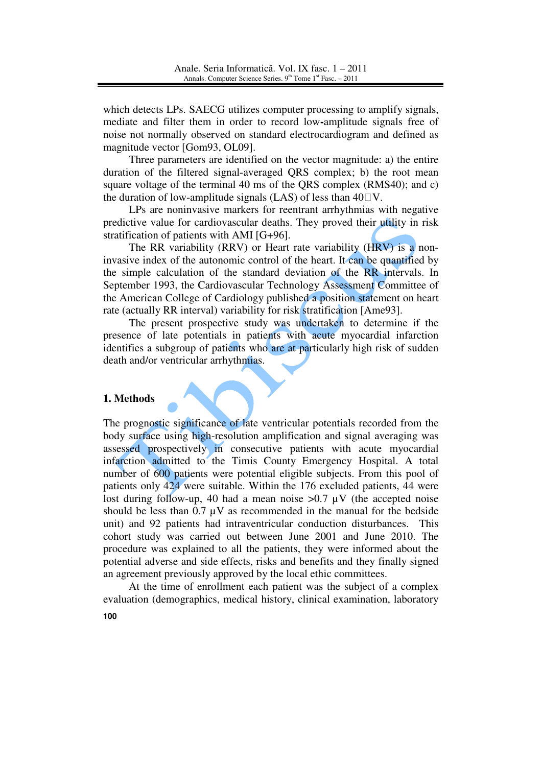which detects LPs. SAECG utilizes computer processing to amplify signals, mediate and filter them in order to record low-amplitude signals free of noise not normally observed on standard electrocardiogram and defined as magnitude vector [Gom93, OL09].

Three parameters are identified on the vector magnitude: a) the entire duration of the filtered signal-averaged QRS complex; b) the root mean square voltage of the terminal 40 ms of the QRS complex (RMS40); and c) the duration of low-amplitude signals (LAS) of less than 40 µV.

LPs are noninvasive markers for reentrant arrhythmias with negative predictive value for cardiovascular deaths. They proved their utility in risk stratification of patients with AMI [G+96].

The RR variability (RRV) or Heart rate variability (HRV) is a non-invasive index of the autonomic control of the heart. It can be quantified by the simple calculation of the standard deviation of the RR intervals. In September 1993, the Cardiovascular Technology Assessment Committee of the American College of Cardiology published a position statement on heart rate (actually RR interval) variability for risk stratification [Ame93].

The present prospective study was undertaken to determine if the presence of late potentials in patients with acute myocardial infarction identifies a subgroup of patients who are at particularly high risk of sudden death and/or ventricular arrhythmias.

## 1. Methods

The prognostic significance of late ventricular potentials recorded from the body surface using high-resolution amplification and signal averaging was assessed prospectively in consecutive patients with acute myocardial infarction admitted to the Timis County Emergency Hospital. A total number of 600 patients were potential eligible subjects. From this pool of patients only 424 were suitable. Within the 176 excluded patients, 44 were lost during follow-up, 40 had a mean noise >0.7 µV (the accepted noise should be less than 0.7 µV as recommended in the manual for the bedside unit) and 92 patients had intraventricular conduction disturbances. This cohort study was carried out between June 2001 and June 2010. The procedure was explained to all the patients, they were informed about the potential adverse and side effects, risks and benefits and they finally signed an agreement previously approved by the local ethic committees.

At the time of enrollment each patient was the subject of a complex evaluation (demographics, medical history, clinical examination, laboratory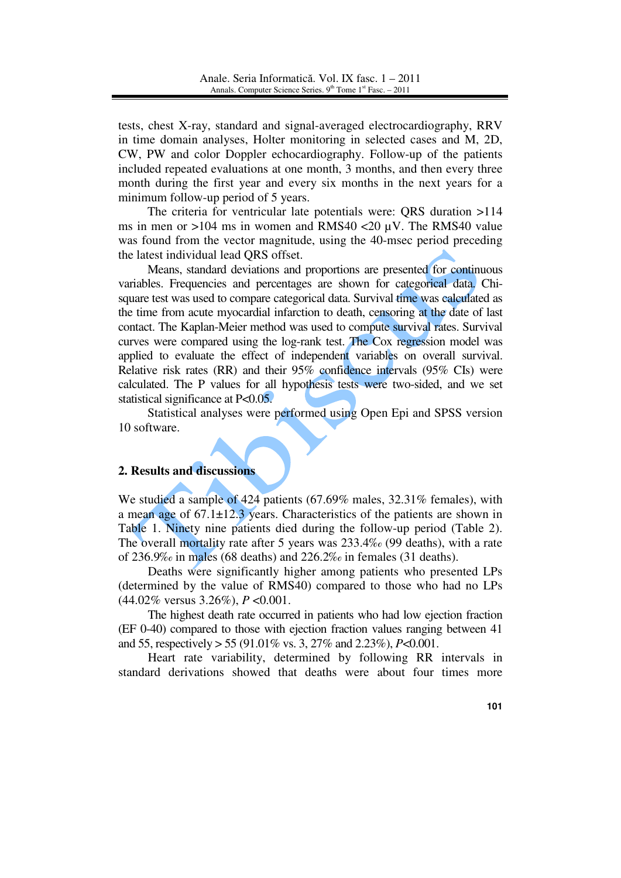tests, chest X-ray, standard and signal-averaged electrocardiography, RRV in time domain analyses, Holter monitoring in selected cases and M, 2D, CW, PW and color Doppler echocardiography. Follow-up of the patients included repeated evaluations at one month, 3 months, and then every three month during the first year and every six months in the next years for a minimum follow-up period of 5 years.

The criteria for ventricular late potentials were: QRS duration >114 ms in men or >104 ms in women and RMS40 <20 μV. The RMS40 value was found from the vector magnitude, using the 40-msec period preceding the latest individual lead QRS offset.

Means, standard deviations and proportions are presented for continuous variables. Frequencies and percentages are shown for categorical data. Chi-square test was used to compare categorical data. Survival time was calculated as the time from acute myocardial infarction to death, censoring at the date of last contact. The Kaplan-Meier method was used to compute survival rates. Survival curves were compared using the log-rank test. The Cox regression model was applied to evaluate the effect of independent variables on overall survival. Relative risk rates (RR) and their 95% confidence intervals (95% CIs) were calculated. The P values for all hypothesis tests were two-sided, and we set statistical significance at $P<0.05$.

Statistical analyses were performed using Open Epi and SPSS version 10 software.

## 2. Results and discussions

We studied a sample of 424 patients (67.69% males, 32.31% females), with a mean age of 67.1±12.3 years. Characteristics of the patients are shown in Table 1. Ninety nine patients died during the follow-up period (Table 2). The overall mortality rate after 5 years was 233.4‰ (99 deaths), with a rate of 236.9‰ in males (68 deaths) and 226.2‰ in females (31 deaths).

Deaths were significantly higher among patients who presented LPs (determined by the value of RMS40) compared to those who had no LPs (44.02% versus 3.26%), $P<0.001$.

The highest death rate occurred in patients who had low ejection fraction (EF 0-40) compared to those with ejection fraction values ranging between 41 and 55, respectively > 55 (91.01% vs. 3, 27% and 2.23%), $P<0.001$.

Heart rate variability, determined by following RR intervals in standard derivations showed that deaths were about four times more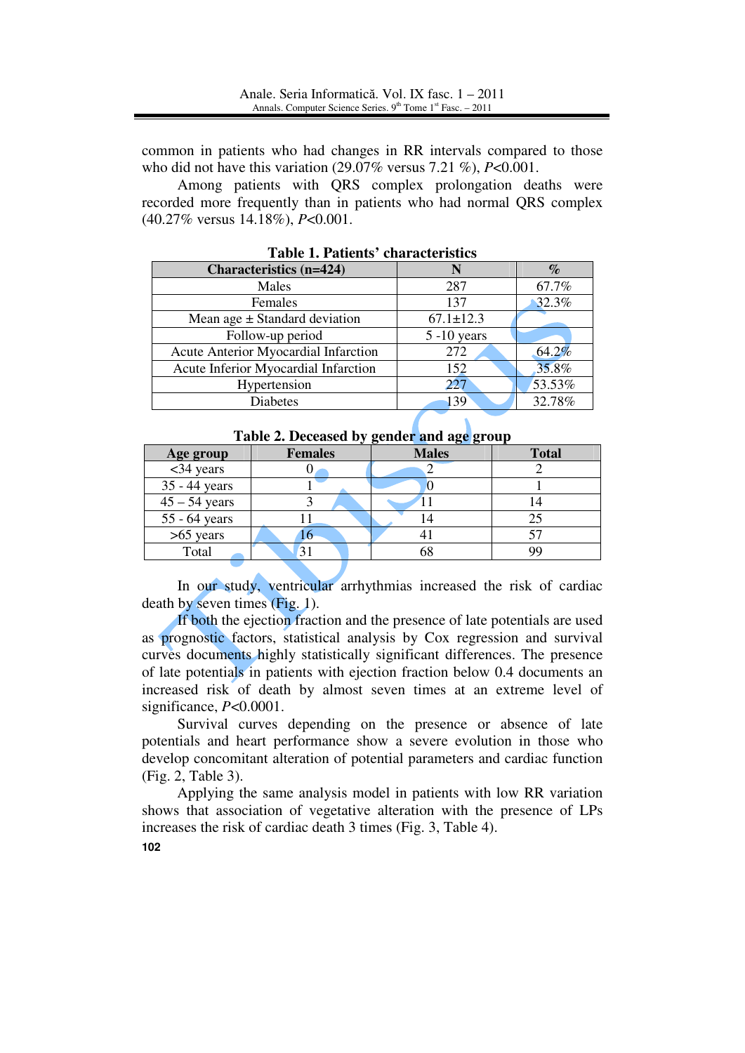common in patients who had changes in RR intervals compared to those who did not have this variation (29.07% versus 7.21 %), $P<0.001$.

Among patients with QRS complex prolongation deaths were recorded more frequently than in patients who had normal QRS complex (40.27% versus 14.18%), $P<0.001$.

**Table 1. Patients' characteristics**

| Characteristics (n=424) | N | % |
|---|---|---|
| Males | 287 | 67.7% |
| Females | 137 | 32.3% |
| Mean age ± Standard deviation | 67.1±12.3 | |
| Follow-up period | 5 -10 years | |
| Acute Anterior Myocardial Infarction | 272 | 64.2% |
| Acute Inferior Myocardial Infarction | 152 | 35.8% |
| Hypertension | 227 | 53.53% |
| Diabetes | 139 | 32.78% |

**Table 2. Deceased by gender and age group**

| Age group | Females | Males | Total |
|---|---|---|---|
| <34 years | 0 | 2 | 2 |
| 35 - 44 years | 1 | 0 | 1 |
| 45 – 54 years | 3 | 11 | 14 |
| 55 - 64 years | 11 | 14 | 25 |
| >65 years | 16 | 41 | 57 |
| Total | 31 | 68 | 99 |

In our study, ventricular arrhythmias increased the risk of cardiac death by seven times (Fig. 1).

If both the ejection fraction and the presence of late potentials are used as prognostic factors, statistical analysis by Cox regression and survival curves documents highly statistically significant differences. The presence of late potentials in patients with ejection fraction below 0.4 documents an increased risk of death by almost seven times at an extreme level of significance, $P<0.0001$.

Survival curves depending on the presence or absence of late potentials and heart performance show a severe evolution in those who develop concomitant alteration of potential parameters and cardiac function (Fig. 2, Table 3).

Applying the same analysis model in patients with low RR variation shows that association of vegetative alteration with the presence of LPs increases the risk of cardiac death 3 times (Fig. 3, Table 4).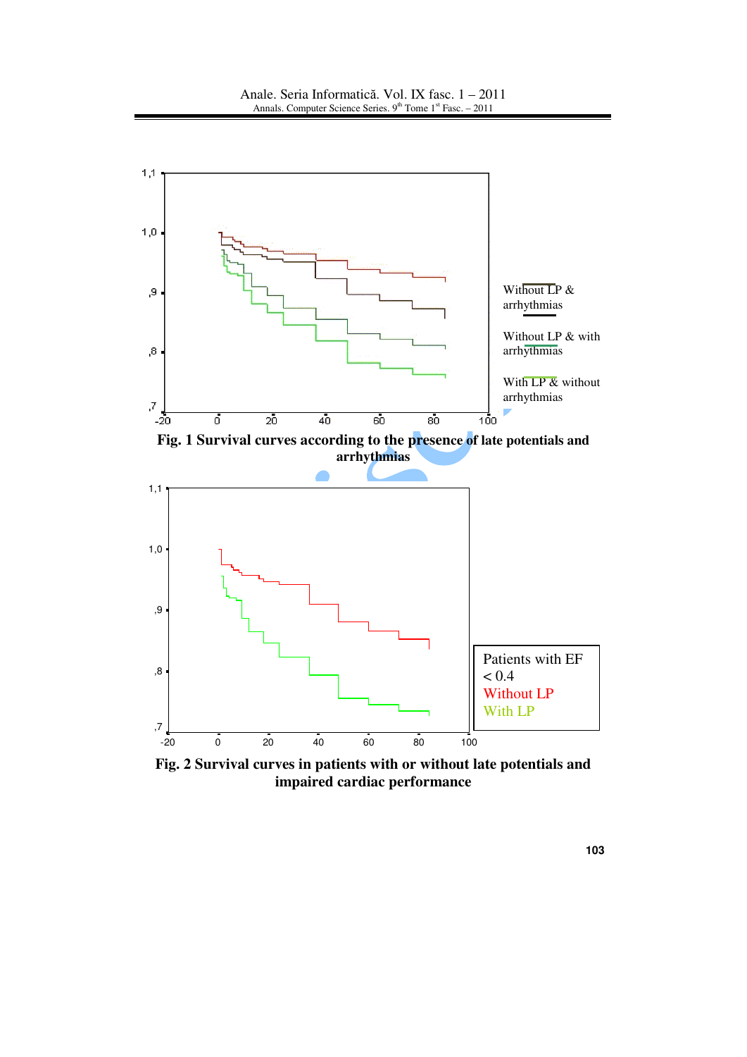Fig. 1 Survival curves according to the presence of late potentials and arrhythmias

Fig. 2 Survival curves in patients with or without late potentials and impaired cardiac performance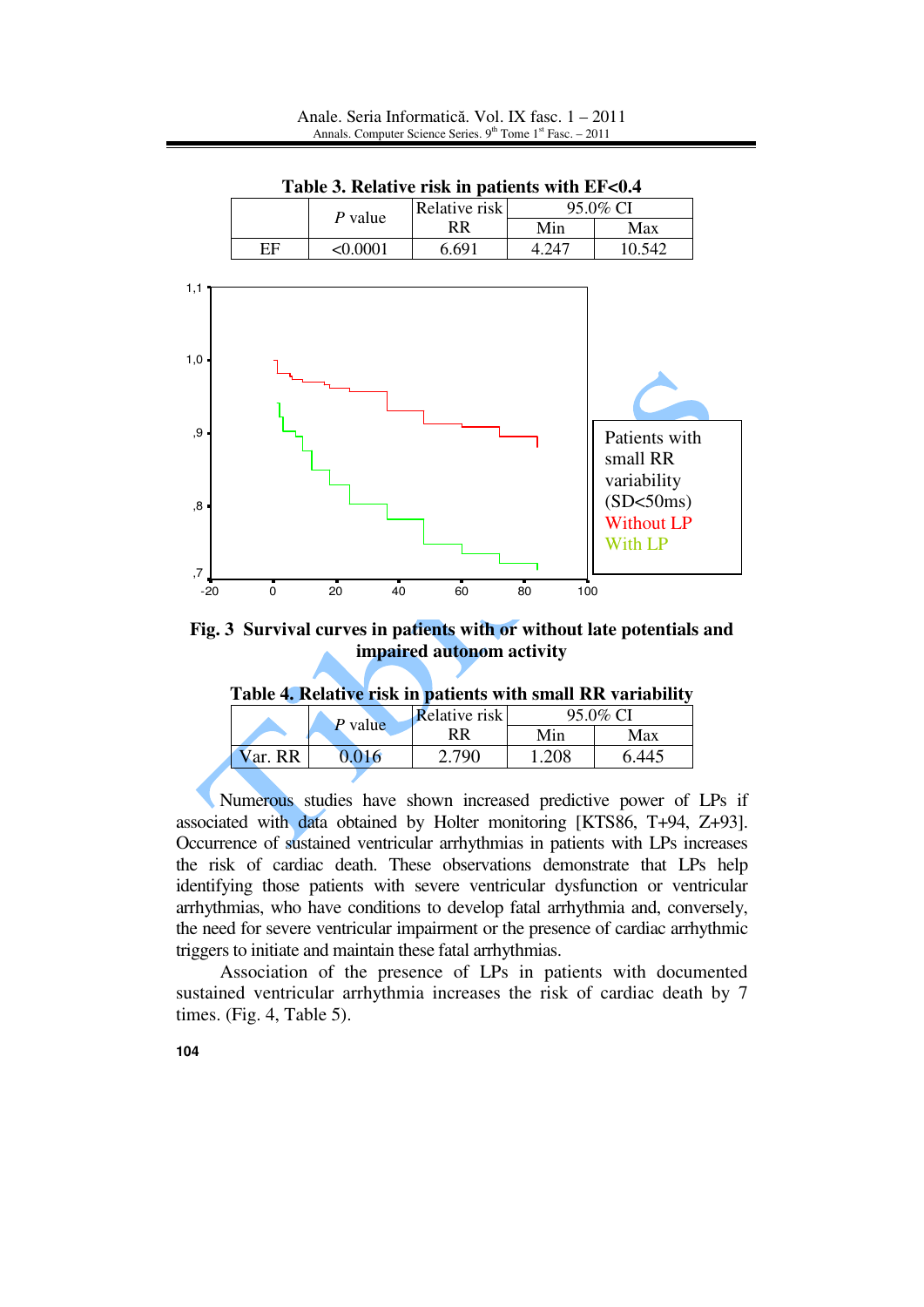**Table 3. Relative risk in patients with EF<0.4**

| | *P* value | Relative risk RR | 95.0% CI | |
|---|---|---|---|---|
| | | | Min | Max |
| EF | <0.0001 | 6.691 | 4.247 | 10.542 |

**Fig. 3 Survival curves in patients with or without late potentials and impaired autonom activity**

**Table 4. Relative risk in patients with small RR variability**

| | *P* value | Relative risk RR | 95.0% CI | |
|---|---|---|---|---|
| | | | Min | Max |
| Var. RR | 0.016 | 2.790 | 1.208 | 6.445 |

Numerous studies have shown increased predictive power of LPs if associated with data obtained by Holter monitoring [KTS86, T+94, Z+93]. Occurrence of sustained ventricular arrhythmias in patients with LPs increases the risk of cardiac death. These observations demonstrate that LPs help identifying those patients with severe ventricular dysfunction or ventricular arrhythmias, who have conditions to develop fatal arrhythmia and, conversely, the need for severe ventricular impairment or the presence of cardiac arrhythmic triggers to initiate and maintain these fatal arrhythmias.

Association of the presence of LPs in patients with documented sustained ventricular arrhythmia increases the risk of cardiac death by 7 times. (Fig. 4, Table 5).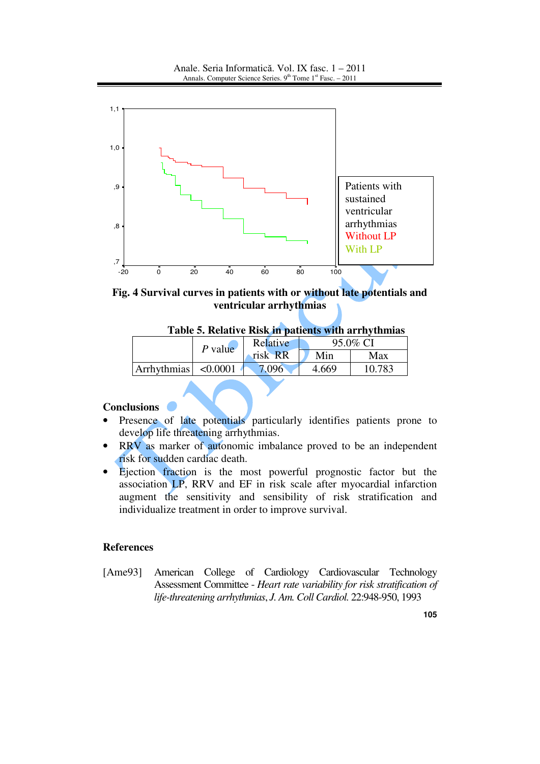Fig. 4 Survival curves in patients with or without late potentials and ventricular arrhythmias

**Table 5. Relative Risk in patients with arrhythmias**

| | *P* value | Relative risk RR | 95.0% CI | |
|---|---|---|---|---|
| | | | Min | Max |
| Arrhythmias | <0.0001 | 7.096 | 4.669 | 10.783 |

**Conclusions**

- Presence of late potentials particularly identifies patients prone to develop life threatening arrhythmias.
- RRV as marker of autonomic imbalance proved to be an independent risk for sudden cardiac death.
- Ejection fraction is the most powerful prognostic factor but the association LP, RRV and EF in risk scale after myocardial infarction augment the sensitivity and sensibility of risk stratification and individualize treatment in order to improve survival.

**References**

[Ame93] American College of Cardiology Cardiovascular Technology Assessment Committee - *Heart rate variability for risk stratification of life-threatening arrhythmias*, *J. Am. Coll Cardiol.* 22:948-950, 1993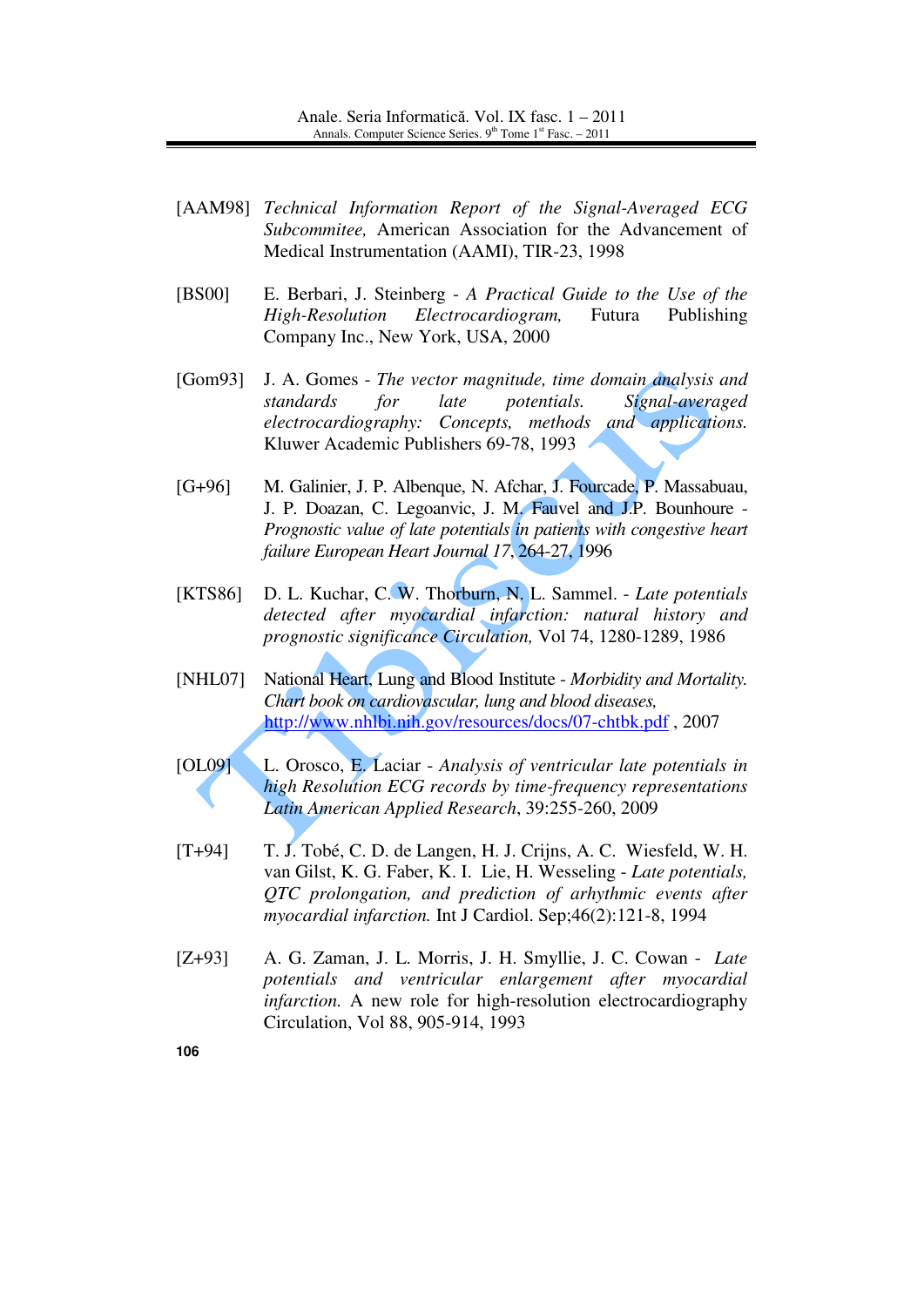[AAM98] *Technical Information Report of the Signal-Averaged ECG Subcommitee,* American Association for the Advancement of Medical Instrumentation (AAMI), TIR-23, 1998

[BS00] E. Berbari, J. Steinberg - *A Practical Guide to the Use of the High-Resolution Electrocardiogram,* Futura Publishing Company Inc., New York, USA, 2000

[Gom93] J. A. Gomes - *The vector magnitude, time domain analysis and standards for late potentials. Signal-averaged electrocardiography: Concepts, methods and applications.* Kluwer Academic Publishers 69-78, 1993

[G+96] M. Galinier, J. P. Albenque, N. Afchar, J. Fourcade, P. Massabuau, J. P. Doazan, C. Legoanvic, J. M. Fauvel and J.P. Bounhoure - *Prognostic value of late potentials in patients with congestive heart failure European Heart Journal 17*, 264-27, 1996

[KTS86] D. L. Kuchar, C. W. Thorburn, N. L. Sammel. - *Late potentials detected after myocardial infarction: natural history and prognostic significance Circulation,* Vol 74, 1280-1289, 1986

[NHL07] National Heart, Lung and Blood Institute - *Morbidity and Mortality. Chart book on cardiovascular, lung and blood diseases,* http://www.nhlbi.nih.gov/resources/docs/07-chtbk.pdf , 2007

[OL09] L. Orosco, E. Laciar - *Analysis of ventricular late potentials in high Resolution ECG records by time-frequency representations Latin American Applied Research*, 39:255-260, 2009

[T+94] T. J. Tobé, C. D. de Langen, H. J. Crijns, A. C. Wiesfeld, W. H. van Gilst, K. G. Faber, K. I. Lie, H. Wesseling - *Late potentials, QTC prolongation, and prediction of arhythmic events after myocardial infarction.* Int J Cardiol. Sep;46(2):121-8, 1994

[Z+93] A. G. Zaman, J. L. Morris, J. H. Smyllie, J. C. Cowan - *Late potentials and ventricular enlargement after myocardial infarction.* A new role for high-resolution electrocardiography Circulation, Vol 88, 905-914, 1993